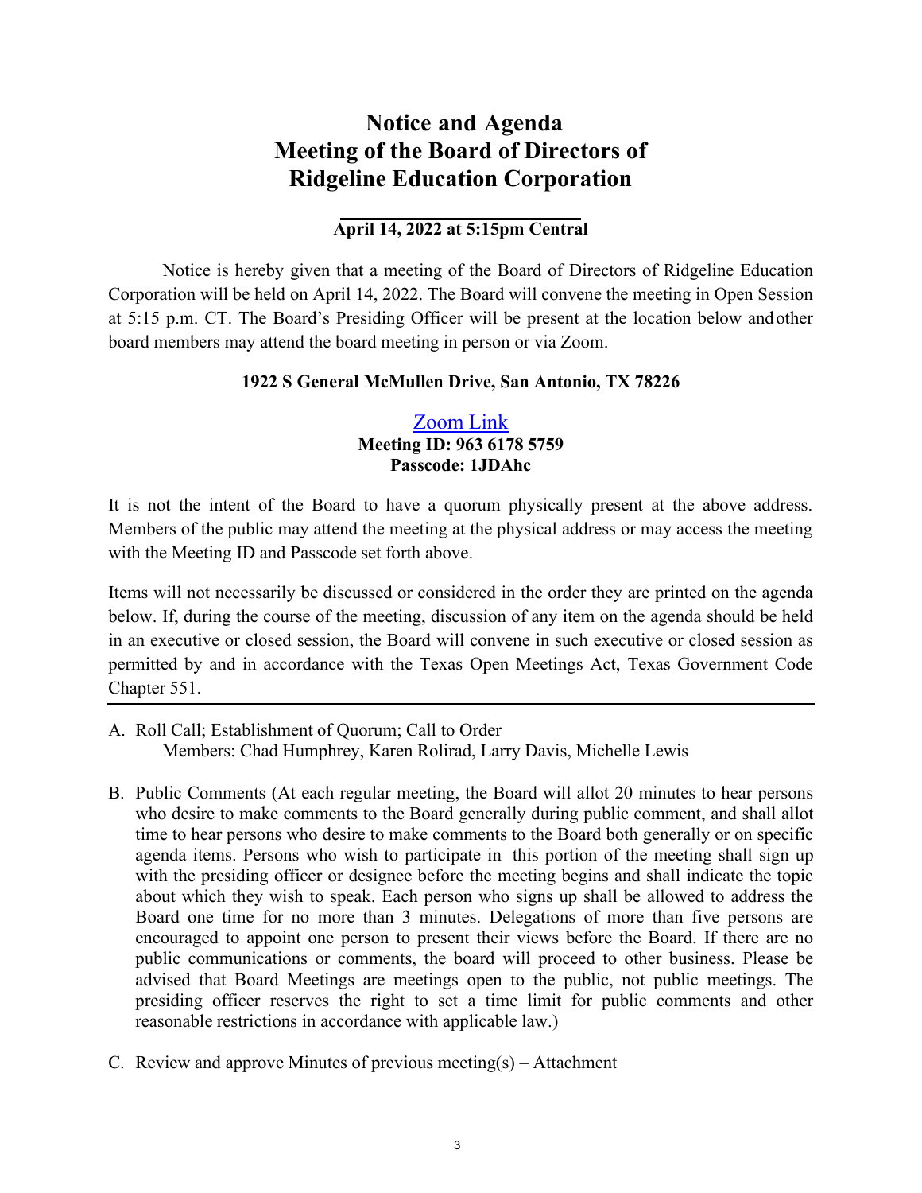# Notice and Agenda
# Meeting of the Board of Directors of
# Ridgeline Education Corporation

**April 14, 2022 at 5:15pm Central**

Notice is hereby given that a meeting of the Board of Directors of Ridgeline Education Corporation will be held on April 14, 2022. The Board will convene the meeting in Open Session at 5:15 p.m. CT. The Board's Presiding Officer will be present at the location below and other board members may attend the board meeting in person or via Zoom.

**1922 S General McMullen Drive, San Antonio, TX 78226**

Zoom Link
**Meeting ID: 963 6178 5759**
**Passcode: 1JDAhc**

It is not the intent of the Board to have a quorum physically present at the above address. Members of the public may attend the meeting at the physical address or may access the meeting with the Meeting ID and Passcode set forth above.

Items will not necessarily be discussed or considered in the order they are printed on the agenda below. If, during the course of the meeting, discussion of any item on the agenda should be held in an executive or closed session, the Board will convene in such executive or closed session as permitted by and in accordance with the Texas Open Meetings Act, Texas Government Code Chapter 551.

---

A. Roll Call; Establishment of Quorum; Call to Order
   Members: Chad Humphrey, Karen Rolirad, Larry Davis, Michelle Lewis

B. Public Comments (At each regular meeting, the Board will allot 20 minutes to hear persons who desire to make comments to the Board generally during public comment, and shall allot time to hear persons who desire to make comments to the Board both generally or on specific agenda items. Persons who wish to participate in this portion of the meeting shall sign up with the presiding officer or designee before the meeting begins and shall indicate the topic about which they wish to speak. Each person who signs up shall be allowed to address the Board one time for no more than 3 minutes. Delegations of more than five persons are encouraged to appoint one person to present their views before the Board. If there are no public communications or comments, the board will proceed to other business. Please be advised that Board Meetings are meetings open to the public, not public meetings. The presiding officer reserves the right to set a time limit for public comments and other reasonable restrictions in accordance with applicable law.)

C. Review and approve Minutes of previous meeting(s) – Attachment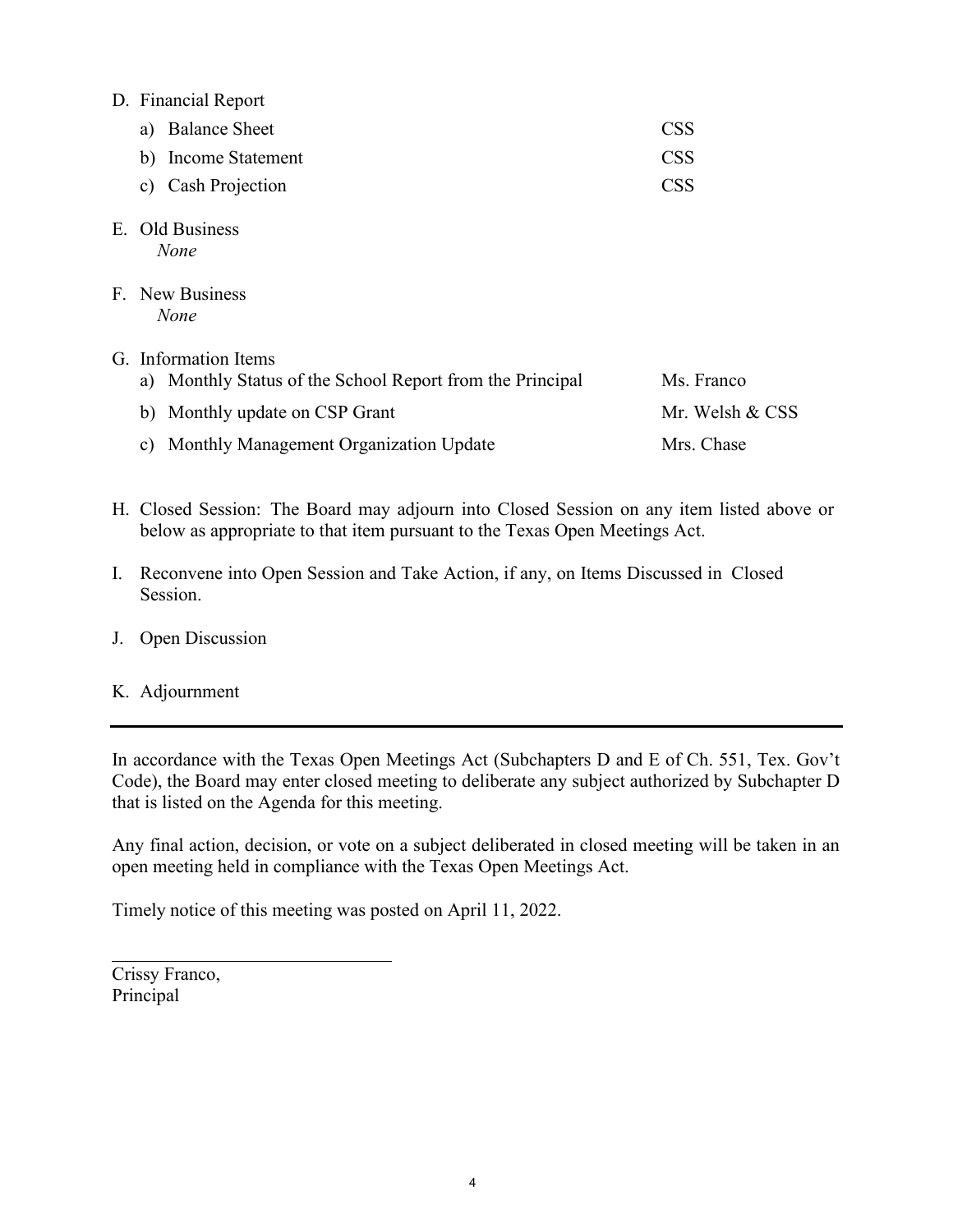D. Financial Report

| | |
|---|---|
| a) Balance Sheet | CSS |
| b) Income Statement | CSS |
| c) Cash Projection | CSS |

E. Old Business

*None*

F. New Business

*None*

G. Information Items

| | |
|---|---|
| a) Monthly Status of the School Report from the Principal | Ms. Franco |
| b) Monthly update on CSP Grant | Mr. Welsh & CSS |
| c) Monthly Management Organization Update | Mrs. Chase |

H. Closed Session: The Board may adjourn into Closed Session on any item listed above or below as appropriate to that item pursuant to the Texas Open Meetings Act.

I. Reconvene into Open Session and Take Action, if any, on Items Discussed in Closed Session.

J. Open Discussion

K. Adjournment

---

In accordance with the Texas Open Meetings Act (Subchapters D and E of Ch. 551, Tex. Gov't Code), the Board may enter closed meeting to deliberate any subject authorized by Subchapter D that is listed on the Agenda for this meeting.

Any final action, decision, or vote on a subject deliberated in closed meeting will be taken in an open meeting held in compliance with the Texas Open Meetings Act.

Timely notice of this meeting was posted on April 11, 2022.

______________________________

Crissy Franco,
Principal